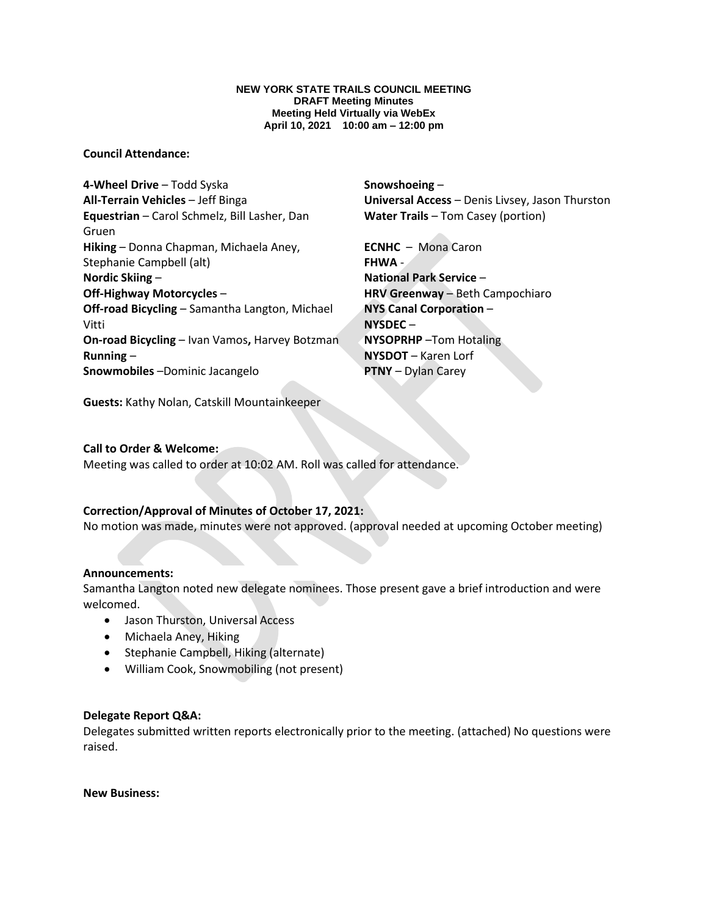**NEW YORK STATE TRAILS COUNCIL MEETING**
**DRAFT Meeting Minutes**
**Meeting Held Virtually via WebEx**
**April 10, 2021 10:00 am – 12:00 pm**

**Council Attendance:**

**4-Wheel Drive** – Todd Syska
**All-Terrain Vehicles** – Jeff Binga
**Equestrian** – Carol Schmelz, Bill Lasher, Dan Gruen
**Hiking** – Donna Chapman, Michaela Aney, Stephanie Campbell (alt)
**Nordic Skiing** –
**Off-Highway Motorcycles** –
**Off-road Bicycling** – Samantha Langton, Michael Vitti
**On-road Bicycling** – Ivan Vamos**,** Harvey Botzman
**Running** –
**Snowmobiles** –Dominic Jacangelo
**Snowshoeing** –
**Universal Access** – Denis Livsey, Jason Thurston
**Water Trails** – Tom Casey (portion)

**ECNHC** – Mona Caron
**FHWA** -
**National Park Service** –
**HRV Greenway** – Beth Campochiaro
**NYS Canal Corporation** –
**NYSDEC** –
**NYSOPRHP** –Tom Hotaling
**NYSDOT** – Karen Lorf
**PTNY** – Dylan Carey

**Guests:** Kathy Nolan, Catskill Mountainkeeper

**Call to Order & Welcome:**
Meeting was called to order at 10:02 AM. Roll was called for attendance.

**Correction/Approval of Minutes of October 17, 2021:**
No motion was made, minutes were not approved. (approval needed at upcoming October meeting)

**Announcements:**
Samantha Langton noted new delegate nominees. Those present gave a brief introduction and were welcomed.

- Jason Thurston, Universal Access
- Michaela Aney, Hiking
- Stephanie Campbell, Hiking (alternate)
- William Cook, Snowmobiling (not present)

**Delegate Report Q&A:**
Delegates submitted written reports electronically prior to the meeting. (attached) No questions were raised.

**New Business:**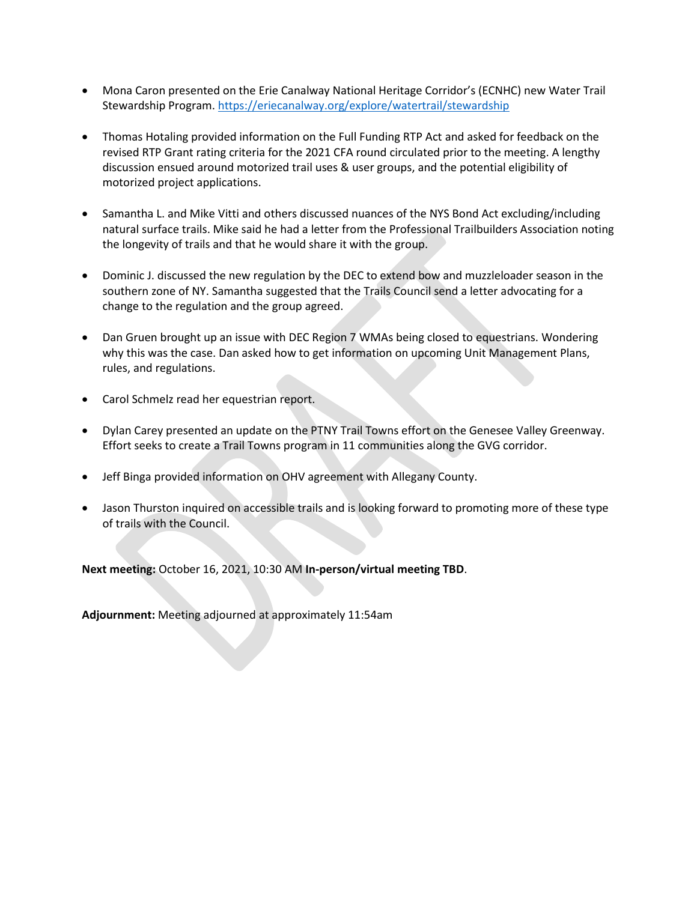- Mona Caron presented on the Erie Canalway National Heritage Corridor's (ECNHC) new Water Trail Stewardship Program. https://eriecanalway.org/explore/watertrail/stewardship

- Thomas Hotaling provided information on the Full Funding RTP Act and asked for feedback on the revised RTP Grant rating criteria for the 2021 CFA round circulated prior to the meeting. A lengthy discussion ensued around motorized trail uses & user groups, and the potential eligibility of motorized project applications.

- Samantha L. and Mike Vitti and others discussed nuances of the NYS Bond Act excluding/including natural surface trails. Mike said he had a letter from the Professional Trailbuilders Association noting the longevity of trails and that he would share it with the group.

- Dominic J. discussed the new regulation by the DEC to extend bow and muzzleloader season in the southern zone of NY. Samantha suggested that the Trails Council send a letter advocating for a change to the regulation and the group agreed.

- Dan Gruen brought up an issue with DEC Region 7 WMAs being closed to equestrians. Wondering why this was the case. Dan asked how to get information on upcoming Unit Management Plans, rules, and regulations.

- Carol Schmelz read her equestrian report.

- Dylan Carey presented an update on the PTNY Trail Towns effort on the Genesee Valley Greenway. Effort seeks to create a Trail Towns program in 11 communities along the GVG corridor.

- Jeff Binga provided information on OHV agreement with Allegany County.

- Jason Thurston inquired on accessible trails and is looking forward to promoting more of these type of trails with the Council.

**Next meeting:** October 16, 2021, 10:30 AM **In-person/virtual meeting TBD**.

**Adjournment:** Meeting adjourned at approximately 11:54am